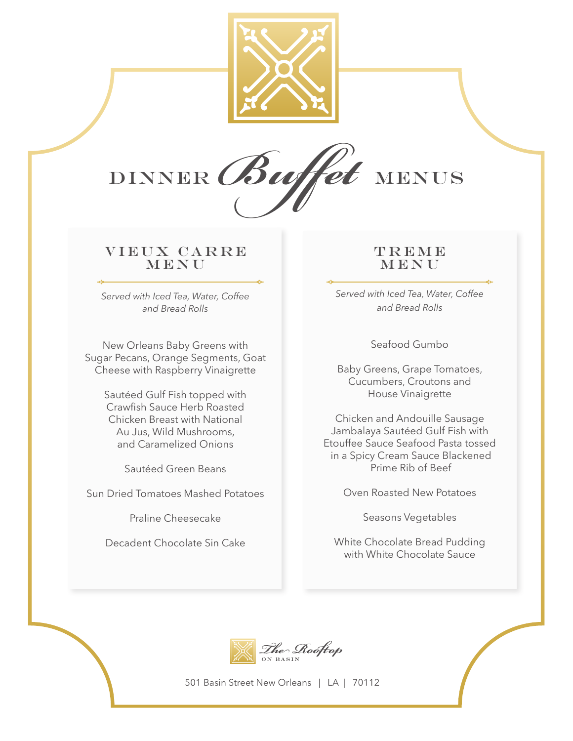# DINNER *Buffet* MENUS

## VIEUX CARRE MENU

*Served with Iced Tea, Water, Coffee and Bread Rolls*

New Orleans Baby Greens with Sugar Pecans, Orange Segments, Goat Cheese with Raspberry Vinaigrette

Sautéed Gulf Fish topped with Crawfish Sauce Herb Roasted Chicken Breast with National Au Jus, Wild Mushrooms, and Caramelized Onions

Sautéed Green Beans

Sun Dried Tomatoes Mashed Potatoes

Praline Cheesecake

Decadent Chocolate Sin Cake

## TREME MENU

*Served with Iced Tea, Water, Coffee and Bread Rolls*

Seafood Gumbo

Baby Greens, Grape Tomatoes, Cucumbers, Croutons and House Vinaigrette

Chicken and Andouille Sausage Jambalaya Sautéed Gulf Fish with Etouffee Sauce Seafood Pasta tossed in a Spicy Cream Sauce Blackened Prime Rib of Beef

Oven Roasted New Potatoes

Seasons Vegetables

White Chocolate Bread Pudding with White Chocolate Sauce

The Rooftop ON BASIN

501 Basin Street New Orleans | LA | 70112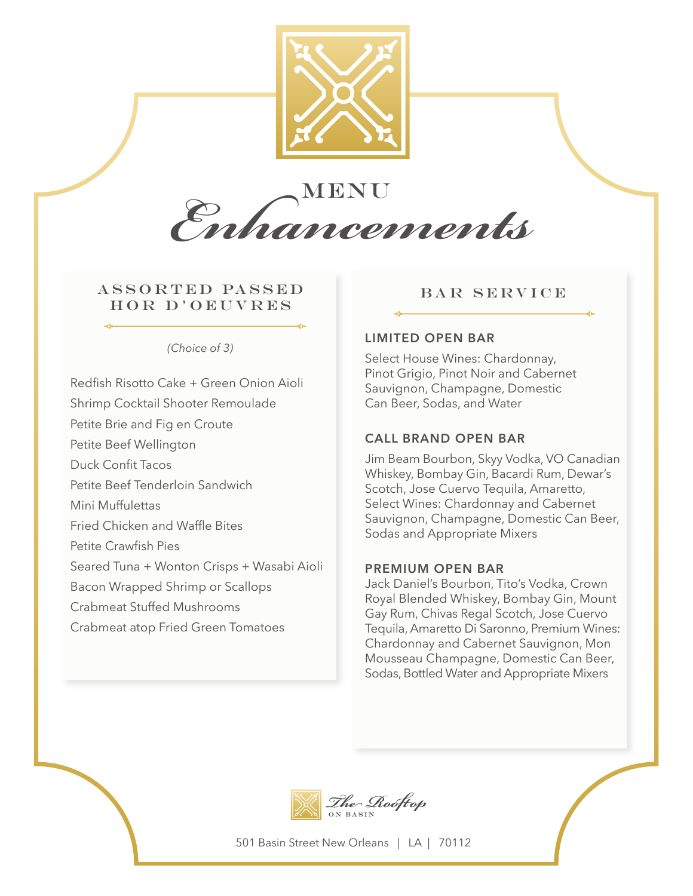# MENU *Enhancements*

## ASSORTED PASSED HOR D'OEUVRES

*(Choice of 3)*

Redfish Risotto Cake + Green Onion Aioli
Shrimp Cocktail Shooter Remoulade
Petite Brie and Fig en Croute
Petite Beef Wellington
Duck Confit Tacos
Petite Beef Tenderloin Sandwich
Mini Muffulettas
Fried Chicken and Waffle Bites
Petite Crawfish Pies
Seared Tuna + Wonton Crisps + Wasabi Aioli
Bacon Wrapped Shrimp or Scallops
Crabmeat Stuffed Mushrooms
Crabmeat atop Fried Green Tomatoes

## BAR SERVICE

### LIMITED OPEN BAR

Select House Wines: Chardonnay, Pinot Grigio, Pinot Noir and Cabernet Sauvignon, Champagne, Domestic Can Beer, Sodas, and Water

### CALL BRAND OPEN BAR

Jim Beam Bourbon, Skyy Vodka, VO Canadian Whiskey, Bombay Gin, Bacardi Rum, Dewar's Scotch, Jose Cuervo Tequila, Amaretto, Select Wines: Chardonnay and Cabernet Sauvignon, Champagne, Domestic Can Beer, Sodas and Appropriate Mixers

### PREMIUM OPEN BAR

Jack Daniel's Bourbon, Tito's Vodka, Crown Royal Blended Whiskey, Bombay Gin, Mount Gay Rum, Chivas Regal Scotch, Jose Cuervo Tequila, Amaretto Di Saronno, Premium Wines: Chardonnay and Cabernet Sauvignon, Mon Mousseau Champagne, Domestic Can Beer, Sodas, Bottled Water and Appropriate Mixers

The Rooftop ON BASIN

501 Basin Street New Orleans | LA | 70112